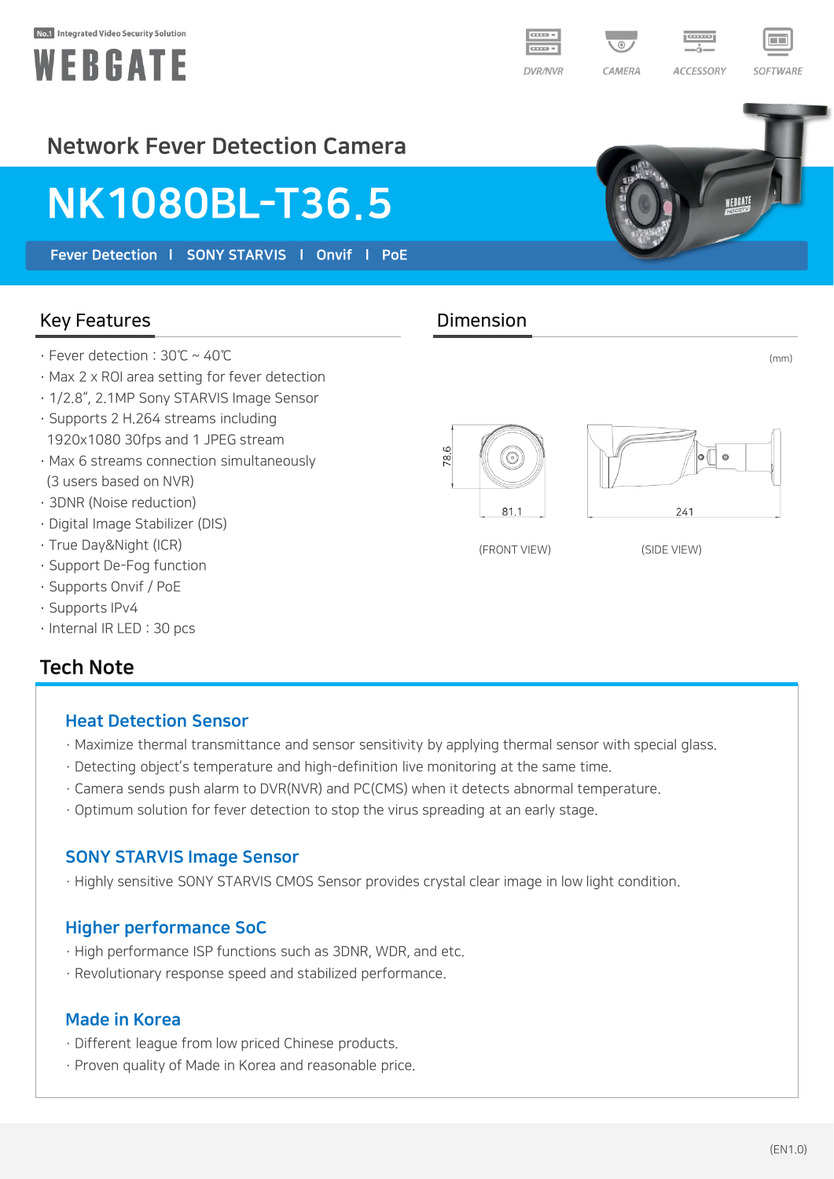No.1 Integrated Video Security Solution

WEBGATE

DVR/NVR | CAMERA | ACCESSORY | SOFTWARE

## Network Fever Detection Camera

# NK1080BL-T36.5

**Fever Detection | SONY STARVIS | Onvif | PoE**

## Key Features

- Fever detection : 30℃ ~ 40℃
- Max 2 x ROI area setting for fever detection
- 1/2.8", 2.1MP Sony STARVIS Image Sensor
- Supports 2 H.264 streams including 1920x1080 30fps and 1 JPEG stream
- Max 6 streams connection simultaneously (3 users based on NVR)
- 3DNR (Noise reduction)
- Digital Image Stabilizer (DIS)
- True Day&Night (ICR)
- Support De-Fog function
- Supports Onvif / PoE
- Supports IPv4
- Internal IR LED : 30 pcs

## Dimension

(mm)

78.6

81.1

(FRONT VIEW)

241

(SIDE VIEW)

## Tech Note

### Heat Detection Sensor

- Maximize thermal transmittance and sensor sensitivity by applying thermal sensor with special glass.
- Detecting object's temperature and high-definition live monitoring at the same time.
- Camera sends push alarm to DVR(NVR) and PC(CMS) when it detects abnormal temperature.
- Optimum solution for fever detection to stop the virus spreading at an early stage.

### SONY STARVIS Image Sensor

- Highly sensitive SONY STARVIS CMOS Sensor provides crystal clear image in low light condition.

### Higher performance SoC

- High performance ISP functions such as 3DNR, WDR, and etc.
- Revolutionary response speed and stabilized performance.

### Made in Korea

- Different league from low priced Chinese products.
- Proven quality of Made in Korea and reasonable price.

(EN1.0)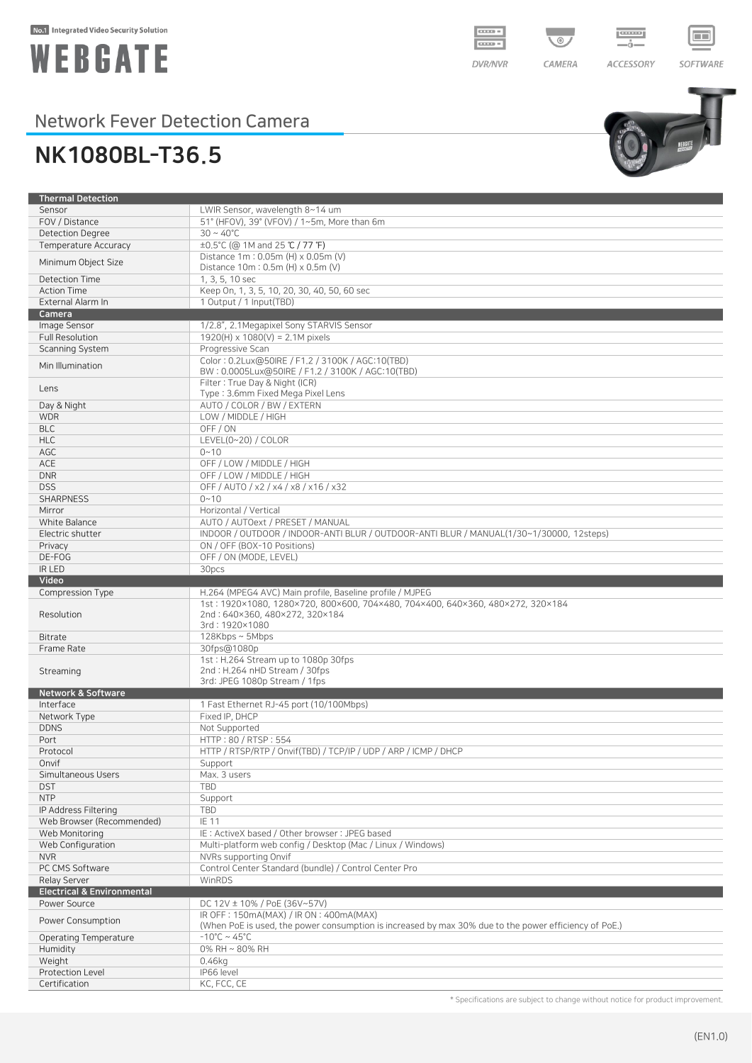No.1 Integrated Video Security Solution

# WEBGATE

DVR/NVR CAMERA ACCESSORY SOFTWARE

## Network Fever Detection Camera

# NK1080BL-T36.5

| | |
|---|---|
| **Thermal Detection** | |
| Sensor | LWIR Sensor, wavelength 8~14 um |
| FOV / Distance | 51° (HFOV), 39° (VFOV) / 1~5m, More than 6m |
| Detection Degree | 30 ~ 40°C |
| Temperature Accuracy | ±0.5°C (@ 1M and 25 ℃ / 77 ℉) |
| Minimum Object Size | Distance 1m : 0.05m (H) x 0.05m (V)<br>Distance 10m : 0.5m (H) x 0.5m (V) |
| Detection Time | 1, 3, 5, 10 sec |
| Action Time | Keep On, 1, 3, 5, 10, 20, 30, 40, 50, 60 sec |
| External Alarm In | 1 Output / 1 Input(TBD) |
| **Camera** | |
| Image Sensor | 1/2.8", 2.1Megapixel Sony STARVIS Sensor |
| Full Resolution | 1920(H) x 1080(V) = 2.1M pixels |
| Scanning System | Progressive Scan |
| Min Illumination | Color : 0.2Lux@50IRE / F1.2 / 3100K / AGC:10(TBD)<br>BW : 0.0005Lux@50IRE / F1.2 / 3100K / AGC:10(TBD) |
| Lens | Filter : True Day & Night (ICR)<br>Type : 3.6mm Fixed Mega Pixel Lens |
| Day & Night | AUTO / COLOR / BW / EXTERN |
| WDR | LOW / MIDDLE / HIGH |
| BLC | OFF / ON |
| HLC | LEVEL(0~20) / COLOR |
| AGC | 0~10 |
| ACE | OFF / LOW / MIDDLE / HIGH |
| DNR | OFF / LOW / MIDDLE / HIGH |
| DSS | OFF / AUTO / x2 / x4 / x8 / x16 / x32 |
| SHARPNESS | 0~10 |
| Mirror | Horizontal / Vertical |
| White Balance | AUTO / AUTOext / PRESET / MANUAL |
| Electric shutter | INDOOR / OUTDOOR / INDOOR-ANTI BLUR / OUTDOOR-ANTI BLUR / MANUAL(1/30~1/30000, 12steps) |
| Privacy | ON / OFF (BOX-10 Positions) |
| DE-FOG | OFF / ON (MODE, LEVEL) |
| IR LED | 30pcs |
| **Video** | |
| Compression Type | H.264 (MPEG4 AVC) Main profile, Baseline profile / MJPEG |
| Resolution | 1st : 1920×1080, 1280×720, 800×600, 704×480, 704×400, 640×360, 480×272, 320×184<br>2nd : 640×360, 480×272, 320×184<br>3rd : 1920×1080 |
| Bitrate | 128Kbps ~ 5Mbps |
| Frame Rate | 30fps@1080p |
| Streaming | 1st : H.264 Stream up to 1080p 30fps<br>2nd : H.264 nHD Stream / 30fps<br>3rd: JPEG 1080p Stream / 1fps |
| **Network & Software** | |
| Interface | 1 Fast Ethernet RJ-45 port (10/100Mbps) |
| Network Type | Fixed IP, DHCP |
| DDNS | Not Supported |
| Port | HTTP : 80 / RTSP : 554 |
| Protocol | HTTP / RTSP/RTP / Onvif(TBD) / TCP/IP / UDP / ARP / ICMP / DHCP |
| Onvif | Support |
| Simultaneous Users | Max. 3 users |
| DST | TBD |
| NTP | Support |
| IP Address Filtering | TBD |
| Web Browser (Recommended) | IE 11 |
| Web Monitoring | IE : ActiveX based / Other browser : JPEG based |
| Web Configuration | Multi-platform web config / Desktop (Mac / Linux / Windows) |
| NVR | NVRs supporting Onvif |
| PC CMS Software | Control Center Standard (bundle) / Control Center Pro |
| Relay Server | WinRDS |
| **Electrical & Environmental** | |
| Power Source | DC 12V ± 10% / PoE (36V~57V) |
| Power Consumption | IR OFF : 150mA(MAX) / IR ON : 400mA(MAX)<br>(When PoE is used, the power consumption is increased by max 30% due to the power efficiency of PoE.) |
| Operating Temperature | -10°C ~ 45°C |
| Humidity | 0% RH ~ 80% RH |
| Weight | 0.46kg |
| Protection Level | IP66 level |
| Certification | KC, FCC, CE |

* Specifications are subject to change without notice for product improvement.

(EN1.0)